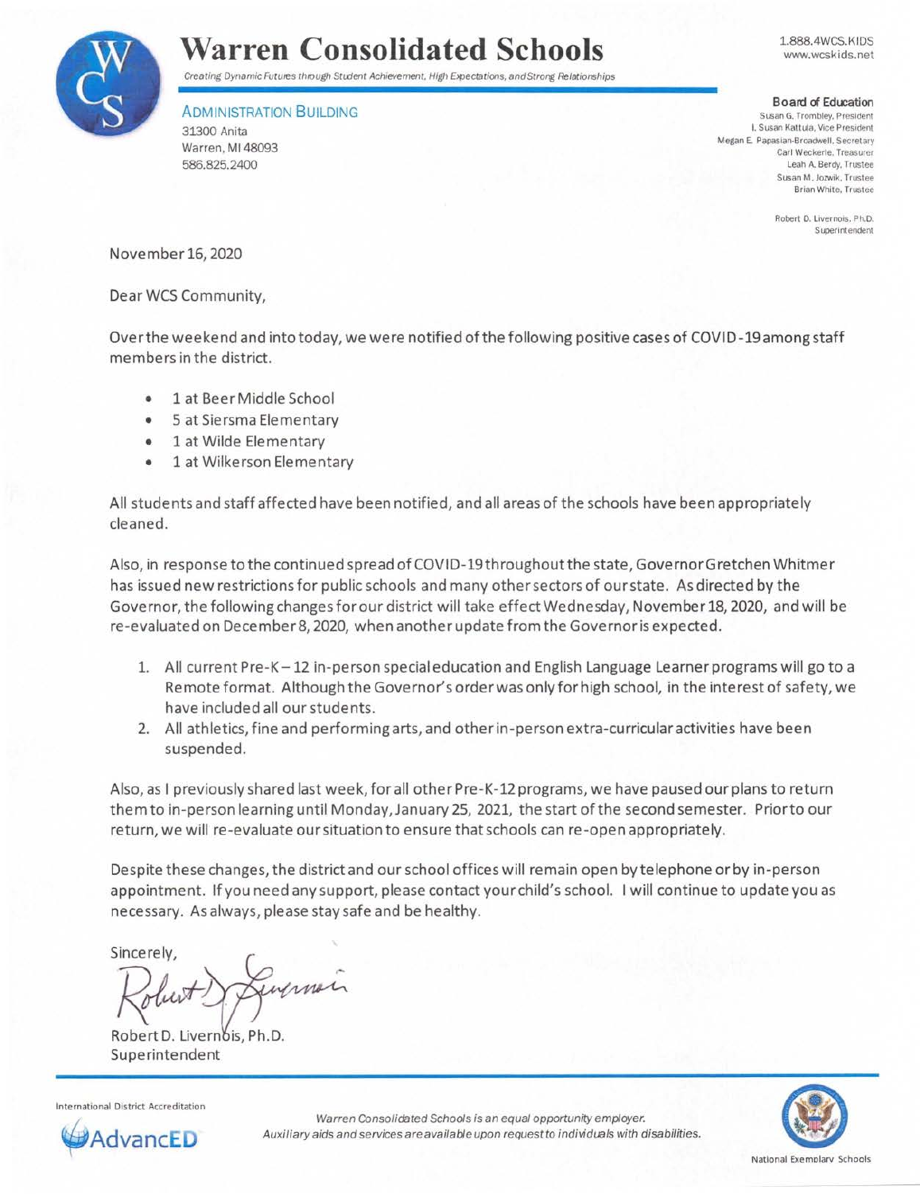# Warren Consolidated Schools

*Creating Dynamic Futures through Student Achievement, High Expectations, and Strong Relationships*

1.888.4WCS.KIDS
www.wcskids.net

**ADMINISTRATION BUILDING**
31300 Anita
Warren, MI 48093
586.825.2400

**Board of Education**
Susan G. Trombley, President
I. Susan Kattula, Vice President
Megan E. Papasian-Broadwell, Secretary
Carl Weckerle, Treasurer
Leah A. Berdy, Trustee
Susan M. Jozwik, Trustee
Brian White, Trustee

Robert D. Livernois, Ph.D.
Superintendent

November 16, 2020

Dear WCS Community,

Over the weekend and into today, we were notified of the following positive cases of COVID-19 among staff members in the district.

- 1 at Beer Middle School
- 5 at Siersma Elementary
- 1 at Wilde Elementary
- 1 at Wilkerson Elementary

All students and staff affected have been notified, and all areas of the schools have been appropriately cleaned.

Also, in response to the continued spread of COVID-19 throughout the state, Governor Gretchen Whitmer has issued new restrictions for public schools and many other sectors of our state. As directed by the Governor, the following changes for our district will take effect Wednesday, November 18, 2020, and will be re-evaluated on December 8, 2020, when another update from the Governor is expected.

1. All current Pre-K – 12 in-person special education and English Language Learner programs will go to a Remote format. Although the Governor's order was only for high school, in the interest of safety, we have included all our students.
2. All athletics, fine and performing arts, and other in-person extra-curricular activities have been suspended.

Also, as I previously shared last week, for all other Pre-K-12 programs, we have paused our plans to return them to in-person learning until Monday, January 25, 2021, the start of the second semester. Prior to our return, we will re-evaluate our situation to ensure that schools can re-open appropriately.

Despite these changes, the district and our school offices will remain open by telephone or by in-person appointment. If you need any support, please contact your child's school. I will continue to update you as necessary. As always, please stay safe and be healthy.

Sincerely,

Robert D. Livernois, Ph.D.
Superintendent

International District Accreditation
AdvancED

*Warren Consolidated Schools is an equal opportunity employer.*
*Auxiliary aids and services are available upon request to individuals with disabilities.*

National Exemplary Schools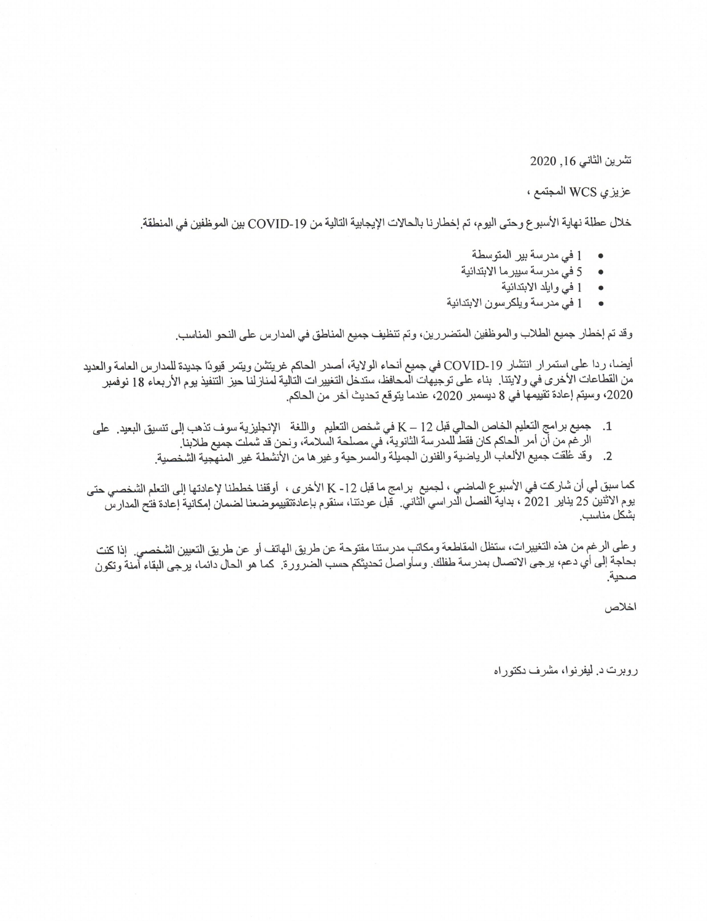تشرين الثاني 16, 2020

عزيزي WCS المجتمع ،

خلال عطلة نهاية الأسبوع وحتى اليوم، تم إخطارنا بالحالات الإيجابية التالية من COVID-19 بين الموظفين في المنطقة.

- 1 في مدرسة بير المتوسطة
- 5 في مدرسة سييرما الابتدائية
- 1 في وايلد الابتدائية
- 1 في مدرسة ويلكرسون الابتدائية

وقد تم إخطار جميع الطلاب والموظفين المتضررين، وتم تنظيف جميع المناطق في المدارس على النحو المناسب.

أيضا، ردا على استمرار انتشار COVID-19 في جميع أنحاء الولاية، أصدر الحاكم غريتشن ويتمر قيودًا جديدة للمدارس العامة والعديد من القطاعات الأخرى في ولايتنا. بناء على توجيهات المحافظ، ستدخل التغييرات التالية لمنازلنا حيز التنفيذ يوم الأربعاء 18 نوفمبر 2020، وسيتم إعادة تقييمها في 8 ديسمبر 2020، عندما يتوقع تحديث آخر من الحاكم.

1. جميع برامج التعليم الخاص الحالي قبل 12 – K في شخص التعليم واللغة الإنجليزية سوف تذهب إلى تنسيق البعيد. على الرغم من أن أمر الحاكم كان فقط للمدرسة الثانوية، في مصلحة السلامة، ونحن قد شملت جميع طلابنا.
2. وقد غُلقت جميع الألعاب الرياضية والفنون الجميلة والمسرحية وغيرها من الأنشطة غير المنهجية الشخصية.

كما سبق لي أن شاركت في الأسبوع الماضي ، لجميع برامج ما قبل 12- K الأخرى ، أوقفنا خططنا لإعادتها إلى التعلم الشخصي حتى يوم الاثنين 25 يناير 2021 ، بداية الفصل الدراسي الثاني. قبل عودتنا، سنقوم بإعادةتقييموضعنا لضمان إمكانية إعادة فتح المدارس بشكل مناسب.

وعلى الرغم من هذه التغييرات، ستظل المقاطعة ومكاتب مدرستنا مفتوحة عن طريق الهاتف أو عن طريق التعيين الشخصي. إذا كنت بحاجة إلى أي دعم، يرجى الاتصال بمدرسة طفلك. وسأواصل تحديثكم حسب الضرورة. كما هو الحال دائما، يرجى البقاء آمنة وتكون صحية.

اخلاص

روبرت د. ليفرنوا، مشرف دكتوراه